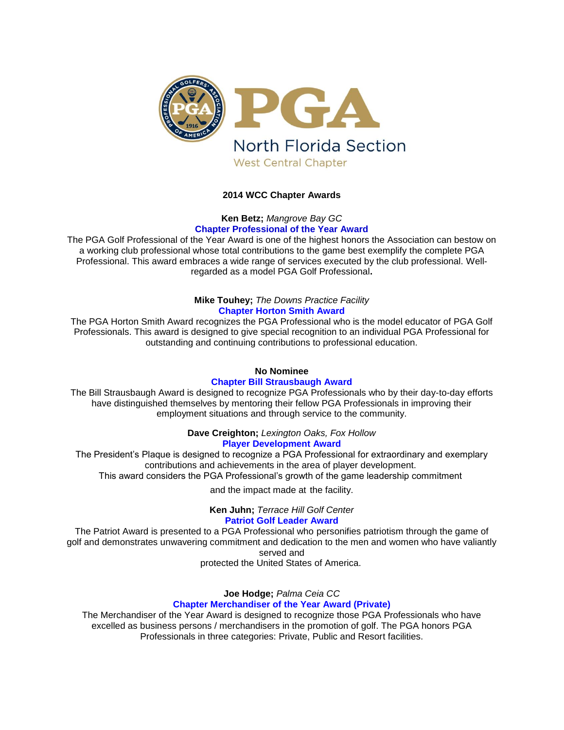PGA

North Florida Section

West Central Chapter

**2014 WCC Chapter Awards**

**Ken Betz;** *Mangrove Bay GC*

**Chapter Professional of the Year Award**

The PGA Golf Professional of the Year Award is one of the highest honors the Association can bestow on a working club professional whose total contributions to the game best exemplify the complete PGA Professional. This award embraces a wide range of services executed by the club professional. Well-regarded as a model PGA Golf Professional**.**

**Mike Touhey;** *The Downs Practice Facility*

**Chapter Horton Smith Award**

The PGA Horton Smith Award recognizes the PGA Professional who is the model educator of PGA Golf Professionals. This award is designed to give special recognition to an individual PGA Professional for outstanding and continuing contributions to professional education.

**No Nominee**

**Chapter Bill Strausbaugh Award**

The Bill Strausbaugh Award is designed to recognize PGA Professionals who by their day-to-day efforts have distinguished themselves by mentoring their fellow PGA Professionals in improving their employment situations and through service to the community.

**Dave Creighton;** *Lexington Oaks, Fox Hollow*

**Player Development Award**

The President's Plaque is designed to recognize a PGA Professional for extraordinary and exemplary contributions and achievements in the area of player development.
This award considers the PGA Professional's growth of the game leadership commitment and the impact made at the facility.

**Ken Juhn;** *Terrace Hill Golf Center*

**Patriot Golf Leader Award**

The Patriot Award is presented to a PGA Professional who personifies patriotism through the game of golf and demonstrates unwavering commitment and dedication to the men and women who have valiantly served and protected the United States of America.

**Joe Hodge;** *Palma Ceia CC*

**Chapter Merchandiser of the Year Award (Private)**

The Merchandiser of the Year Award is designed to recognize those PGA Professionals who have excelled as business persons / merchandisers in the promotion of golf. The PGA honors PGA Professionals in three categories: Private, Public and Resort facilities.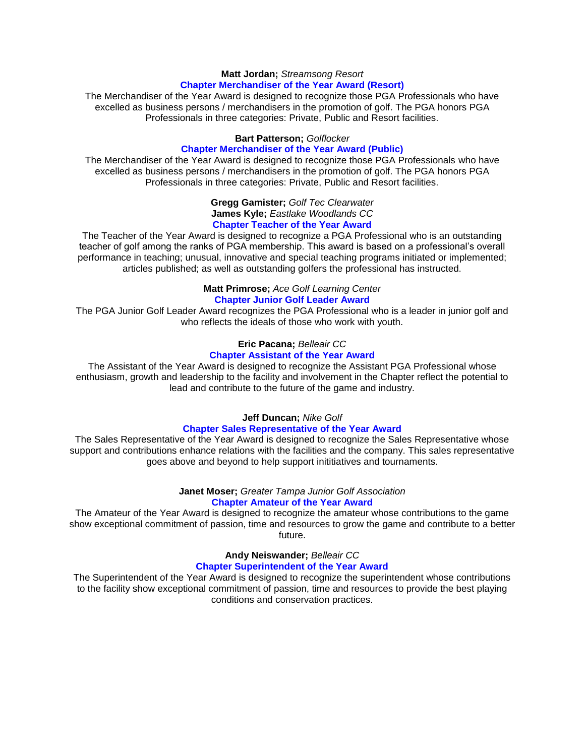**Matt Jordan;** *Streamsong Resort*

**Chapter Merchandiser of the Year Award (Resort)**

The Merchandiser of the Year Award is designed to recognize those PGA Professionals who have excelled as business persons / merchandisers in the promotion of golf. The PGA honors PGA Professionals in three categories: Private, Public and Resort facilities.

**Bart Patterson;** *Golflocker*

**Chapter Merchandiser of the Year Award (Public)**

The Merchandiser of the Year Award is designed to recognize those PGA Professionals who have excelled as business persons / merchandisers in the promotion of golf. The PGA honors PGA Professionals in three categories: Private, Public and Resort facilities.

**Gregg Gamister;** *Golf Tec Clearwater*
**James Kyle;** *Eastlake Woodlands CC*

**Chapter Teacher of the Year Award**

The Teacher of the Year Award is designed to recognize a PGA Professional who is an outstanding teacher of golf among the ranks of PGA membership. This award is based on a professional's overall performance in teaching; unusual, innovative and special teaching programs initiated or implemented; articles published; as well as outstanding golfers the professional has instructed.

**Matt Primrose;** *Ace Golf Learning Center*

**Chapter Junior Golf Leader Award**

The PGA Junior Golf Leader Award recognizes the PGA Professional who is a leader in junior golf and who reflects the ideals of those who work with youth.

**Eric Pacana;** *Belleair CC*

**Chapter Assistant of the Year Award**

The Assistant of the Year Award is designed to recognize the Assistant PGA Professional whose enthusiasm, growth and leadership to the facility and involvement in the Chapter reflect the potential to lead and contribute to the future of the game and industry.

**Jeff Duncan;** *Nike Golf*

**Chapter Sales Representative of the Year Award**

The Sales Representative of the Year Award is designed to recognize the Sales Representative whose support and contributions enhance relations with the facilities and the company. This sales representative goes above and beyond to help support inititiatives and tournaments.

**Janet Moser;** *Greater Tampa Junior Golf Association*

**Chapter Amateur of the Year Award**

The Amateur of the Year Award is designed to recognize the amateur whose contributions to the game show exceptional commitment of passion, time and resources to grow the game and contribute to a better future.

**Andy Neiswander;** *Belleair CC*

**Chapter Superintendent of the Year Award**

The Superintendent of the Year Award is designed to recognize the superintendent whose contributions to the facility show exceptional commitment of passion, time and resources to provide the best playing conditions and conservation practices.